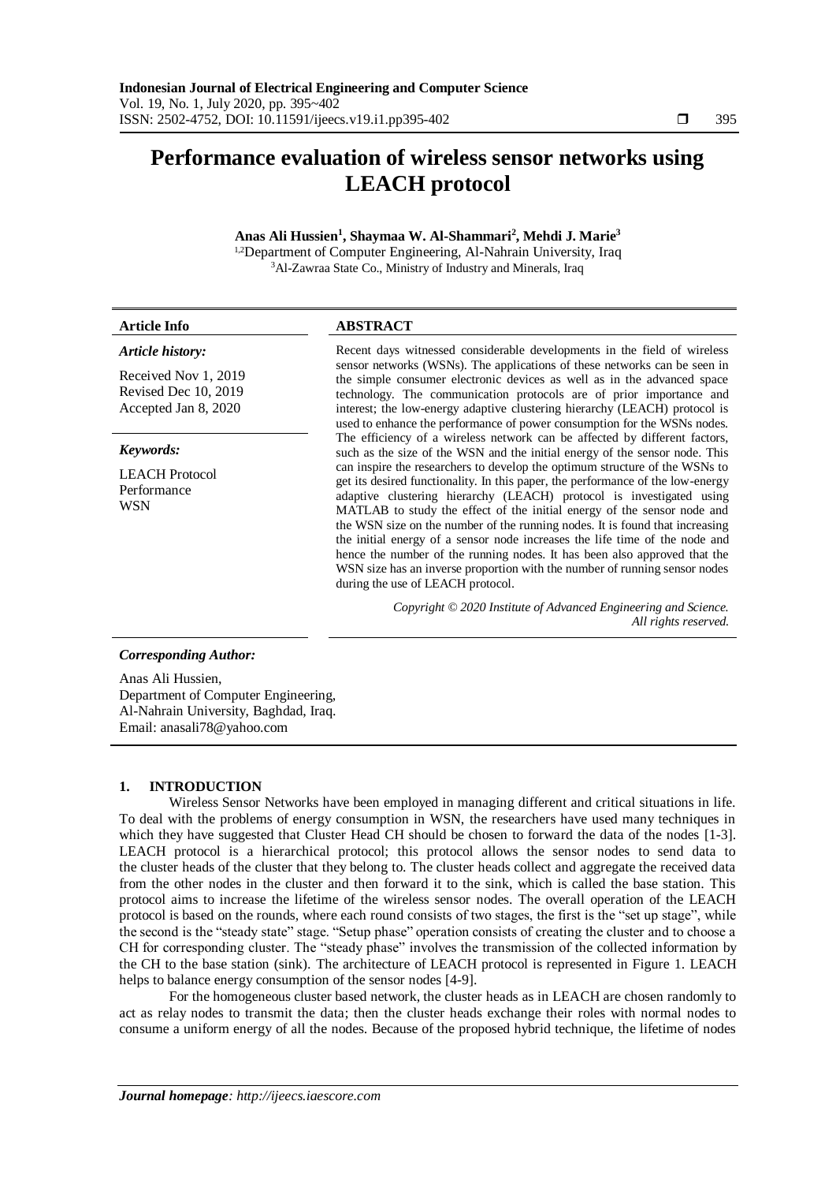# Performance evaluation of wireless sensor networks using LEACH protocol

**Anas Ali Hussien[1], Shaymaa W. Al-Shammari[2], Mehdi J. Marie[3]**

[1,2]Department of Computer Engineering, Al-Nahrain University, Iraq
[3]Al-Zawraa State Co., Ministry of Industry and Minerals, Iraq

**Article Info**

*Article history:*

Received Nov 1, 2019
Revised Dec 10, 2019
Accepted Jan 8, 2020

*Keywords:*

LEACH Protocol
Performance
WSN

**ABSTRACT**

Recent days witnessed considerable developments in the field of wireless sensor networks (WSNs). The applications of these networks can be seen in the simple consumer electronic devices as well as in the advanced space technology. The communication protocols are of prior importance and interest; the low-energy adaptive clustering hierarchy (LEACH) protocol is used to enhance the performance of power consumption for the WSNs nodes. The efficiency of a wireless network can be affected by different factors, such as the size of the WSN and the initial energy of the sensor node. This can inspire the researchers to develop the optimum structure of the WSNs to get its desired functionality. In this paper, the performance of the low-energy adaptive clustering hierarchy (LEACH) protocol is investigated using MATLAB to study the effect of the initial energy of the sensor node and the WSN size on the number of the running nodes. It is found that increasing the initial energy of a sensor node increases the life time of the node and hence the number of the running nodes. It has been also approved that the WSN size has an inverse proportion with the number of running sensor nodes during the use of LEACH protocol.

*Copyright © 2020 Institute of Advanced Engineering and Science. All rights reserved.*

***Corresponding Author:***

Anas Ali Hussien,
Department of Computer Engineering,
Al-Nahrain University, Baghdad, Iraq.
Email: anasali78@yahoo.com

## 1. INTRODUCTION

Wireless Sensor Networks have been employed in managing different and critical situations in life. To deal with the problems of energy consumption in WSN, the researchers have used many techniques in which they have suggested that Cluster Head CH should be chosen to forward the data of the nodes [1-3]. LEACH protocol is a hierarchical protocol; this protocol allows the sensor nodes to send data to the cluster heads of the cluster that they belong to. The cluster heads collect and aggregate the received data from the other nodes in the cluster and then forward it to the sink, which is called the base station. This protocol aims to increase the lifetime of the wireless sensor nodes. The overall operation of the LEACH protocol is based on the rounds, where each round consists of two stages, the first is the "set up stage", while the second is the "steady state" stage. "Setup phase" operation consists of creating the cluster and to choose a CH for corresponding cluster. The "steady phase" involves the transmission of the collected information by the CH to the base station (sink). The architecture of LEACH protocol is represented in Figure 1. LEACH helps to balance energy consumption of the sensor nodes [4-9].

For the homogeneous cluster based network, the cluster heads as in LEACH are chosen randomly to act as relay nodes to transmit the data; then the cluster heads exchange their roles with normal nodes to consume a uniform energy of all the nodes. Because of the proposed hybrid technique, the lifetime of nodes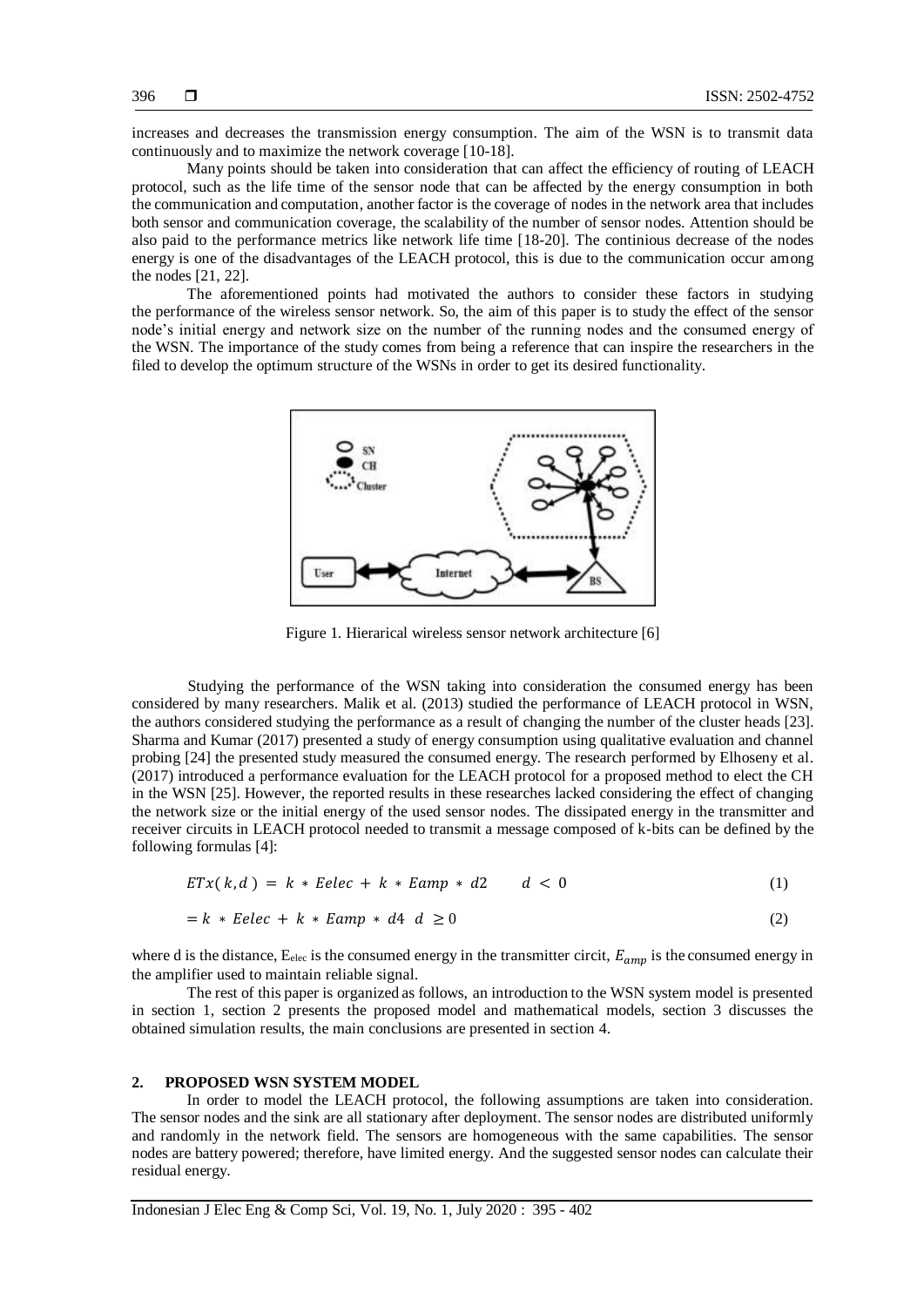increases and decreases the transmission energy consumption. The aim of the WSN is to transmit data continuously and to maximize the network coverage [10-18].

Many points should be taken into consideration that can affect the efficiency of routing of LEACH protocol, such as the life time of the sensor node that can be affected by the energy consumption in both the communication and computation, another factor is the coverage of nodes in the network area that includes both sensor and communication coverage, the scalability of the number of sensor nodes. Attention should be also paid to the performance metrics like network life time [18-20]. The continious decrease of the nodes energy is one of the disadvantages of the LEACH protocol, this is due to the communication occur among the nodes [21, 22].

The aforementioned points had motivated the authors to consider these factors in studying the performance of the wireless sensor network. So, the aim of this paper is to study the effect of the sensor node's initial energy and network size on the number of the running nodes and the consumed energy of the WSN. The importance of the study comes from being a reference that can inspire the researchers in the filed to develop the optimum structure of the WSNs in order to get its desired functionality.

Figure 1. Hierarical wireless sensor network architecture [6]

Studying the performance of the WSN taking into consideration the consumed energy has been considered by many researchers. Malik et al. (2013) studied the performance of LEACH protocol in WSN, the authors considered studying the performance as a result of changing the number of the cluster heads [23]. Sharma and Kumar (2017) presented a study of energy consumption using qualitative evaluation and channel probing [24] the presented study measured the consumed energy. The research performed by Elhoseny et al. (2017) introduced a performance evaluation for the LEACH protocol for a proposed method to elect the CH in the WSN [25]. However, the reported results in these researches lacked considering the effect of changing the network size or the initial energy of the used sensor nodes. The dissipated energy in the transmitter and receiver circuits in LEACH protocol needed to transmit a message composed of k-bits can be defined by the following formulas [4]:

$$ETx(k,d) = k * Eelec + k * Eamp * d2 \qquad d < 0 \tag{1}$$

$$= k * Eelec + k * Eamp * d4 \quad d \geq 0 \tag{2}$$

where d is the distance, $E_{elec}$ is the consumed energy in the transmitter circit, $E_{amp}$ is the consumed energy in the amplifier used to maintain reliable signal.

The rest of this paper is organized as follows, an introduction to the WSN system model is presented in section 1, section 2 presents the proposed model and mathematical models, section 3 discusses the obtained simulation results, the main conclusions are presented in section 4.

## 2. PROPOSED WSN SYSTEM MODEL

In order to model the LEACH protocol, the following assumptions are taken into consideration. The sensor nodes and the sink are all stationary after deployment. The sensor nodes are distributed uniformly and randomly in the network field. The sensors are homogeneous with the same capabilities. The sensor nodes are battery powered; therefore, have limited energy. And the suggested sensor nodes can calculate their residual energy.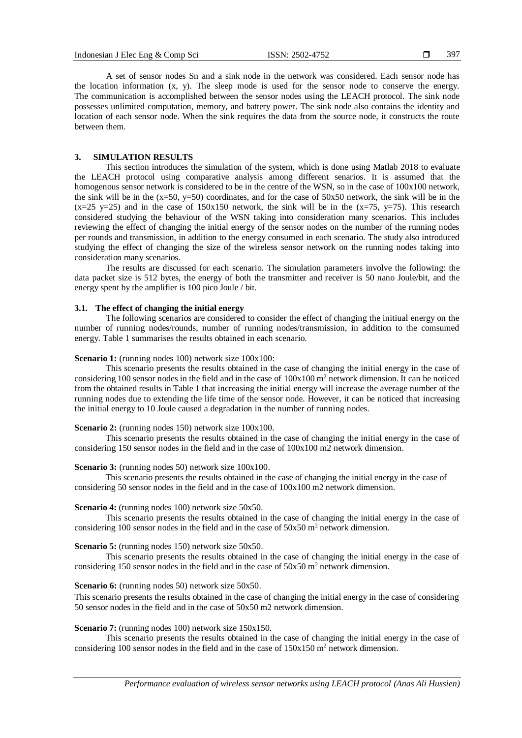A set of sensor nodes Sn and a sink node in the network was considered. Each sensor node has the location information (x, y). The sleep mode is used for the sensor node to conserve the energy. The communication is accomplished between the sensor nodes using the LEACH protocol. The sink node possesses unlimited computation, memory, and battery power. The sink node also contains the identity and location of each sensor node. When the sink requires the data from the source node, it constructs the route between them.

## 3. SIMULATION RESULTS

This section introduces the simulation of the system, which is done using Matlab 2018 to evaluate the LEACH protocol using comparative analysis among different senarios. It is assumed that the homogenous sensor network is considered to be in the centre of the WSN, so in the case of 100x100 network, the sink will be in the (x=50, y=50) coordinates, and for the case of 50x50 network, the sink will be in the (x=25 y=25) and in the case of 150x150 network, the sink will be in the (x=75, y=75). This research considered studying the behaviour of the WSN taking into consideration many scenarios. This includes reviewing the effect of changing the initial energy of the sensor nodes on the number of the running nodes per rounds and transmission, in addition to the energy consumed in each scenario. The study also introduced studying the effect of changing the size of the wireless sensor network on the running nodes taking into consideration many scenarios.

The results are discussed for each scenario. The simulation parameters involve the following: the data packet size is 512 bytes, the energy of both the transmitter and receiver is 50 nano Joule/bit, and the energy spent by the amplifier is 100 pico Joule / bit.

### 3.1. The effect of changing the initial energy

The following scenarios are considered to consider the effect of changing the initiual energy on the number of running nodes/rounds, number of running nodes/transmission, in addition to the comsumed energy. Table 1 summarises the results obtained in each scenario.

**Scenario 1:** (running nodes 100) network size 100x100:

This scenario presents the results obtained in the case of changing the initial energy in the case of considering 100 sensor nodes in the field and in the case of 100x100 $m^2$ network dimension. It can be noticed from the obtained results in Table 1 that increasing the initial energy will increase the average number of the running nodes due to extending the life time of the sensor node. However, it can be noticed that increasing the initial energy to 10 Joule caused a degradation in the number of running nodes.

**Scenario 2:** (running nodes 150) network size 100x100.

This scenario presents the results obtained in the case of changing the initial energy in the case of considering 150 sensor nodes in the field and in the case of 100x100 m2 network dimension.

**Scenario 3:** (running nodes 50) network size 100x100.

This scenario presents the results obtained in the case of changing the initial energy in the case of considering 50 sensor nodes in the field and in the case of 100x100 m2 network dimension.

**Scenario 4:** (running nodes 100) network size 50x50.

This scenario presents the results obtained in the case of changing the initial energy in the case of considering 100 sensor nodes in the field and in the case of 50x50 $m^2$ network dimension.

**Scenario 5:** (running nodes 150) network size 50x50.

This scenario presents the results obtained in the case of changing the initial energy in the case of considering 150 sensor nodes in the field and in the case of 50x50 $m^2$ network dimension.

**Scenario 6:** (running nodes 50) network size 50x50.

This scenario presents the results obtained in the case of changing the initial energy in the case of considering 50 sensor nodes in the field and in the case of 50x50 m2 network dimension.

**Scenario 7:** (running nodes 100) network size 150x150.

This scenario presents the results obtained in the case of changing the initial energy in the case of considering 100 sensor nodes in the field and in the case of 150x150 $m^2$ network dimension.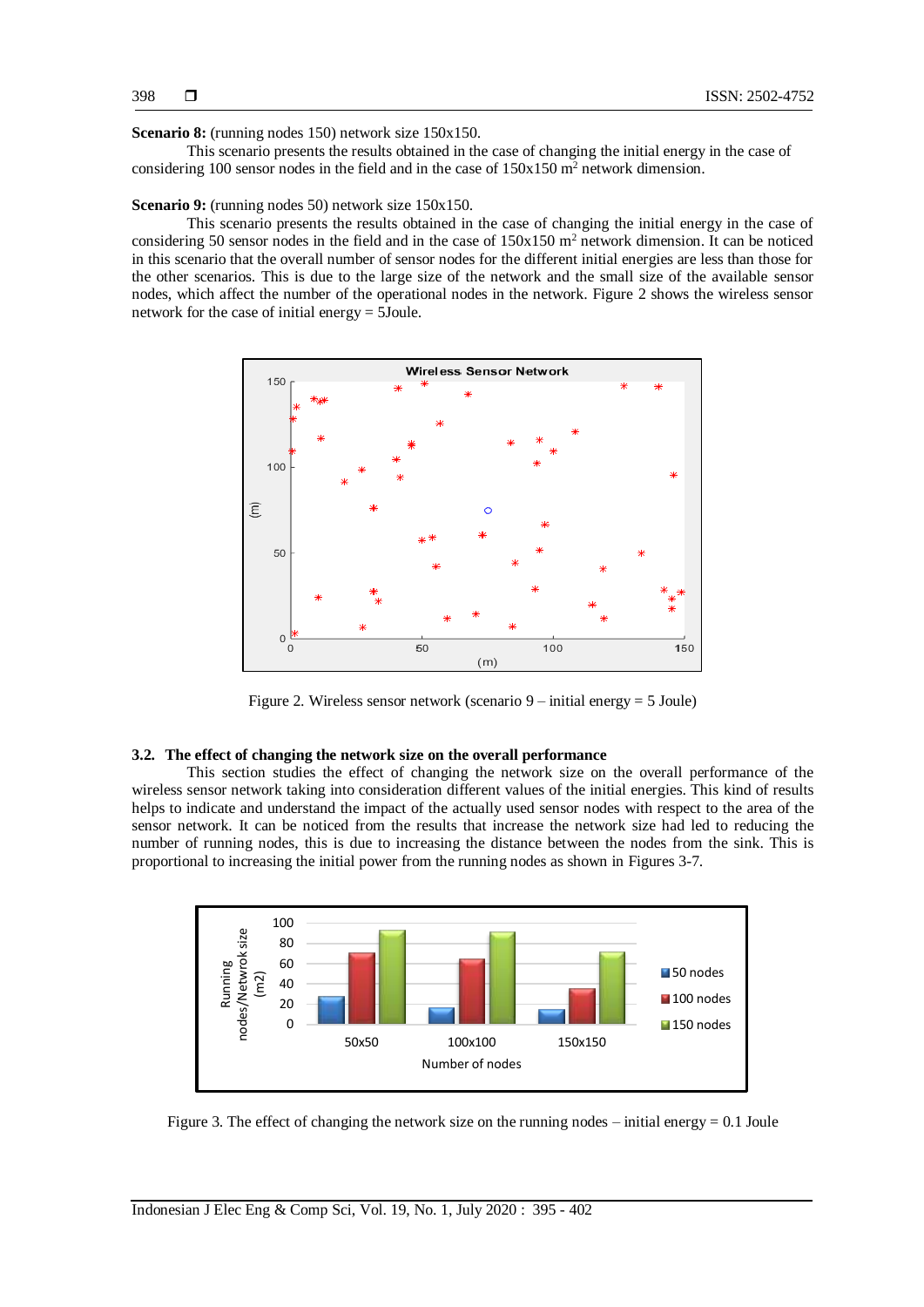**Scenario 8:** (running nodes 150) network size 150x150.

This scenario presents the results obtained in the case of changing the initial energy in the case of considering 100 sensor nodes in the field and in the case of 150x150 $m^2$ network dimension.

**Scenario 9:** (running nodes 50) network size 150x150.

This scenario presents the results obtained in the case of changing the initial energy in the case of considering 50 sensor nodes in the field and in the case of 150x150 $m^2$ network dimension. It can be noticed in this scenario that the overall number of sensor nodes for the different initial energies are less than those for the other scenarios. This is due to the large size of the network and the small size of the available sensor nodes, which affect the number of the operational nodes in the network. Figure 2 shows the wireless sensor network for the case of initial energy = 5Joule.

Figure 2. Wireless sensor network (scenario 9 – initial energy = 5 Joule)

### 3.2. The effect of changing the network size on the overall performance

This section studies the effect of changing the network size on the overall performance of the wireless sensor network taking into consideration different values of the initial energies. This kind of results helps to indicate and understand the impact of the actually used sensor nodes with respect to the area of the sensor network. It can be noticed from the results that increase the network size had led to reducing the number of running nodes, this is due to increasing the distance between the nodes from the sink. This is proportional to increasing the initial power from the running nodes as shown in Figures 3-7.

Figure 3. The effect of changing the network size on the running nodes – initial energy = 0.1 Joule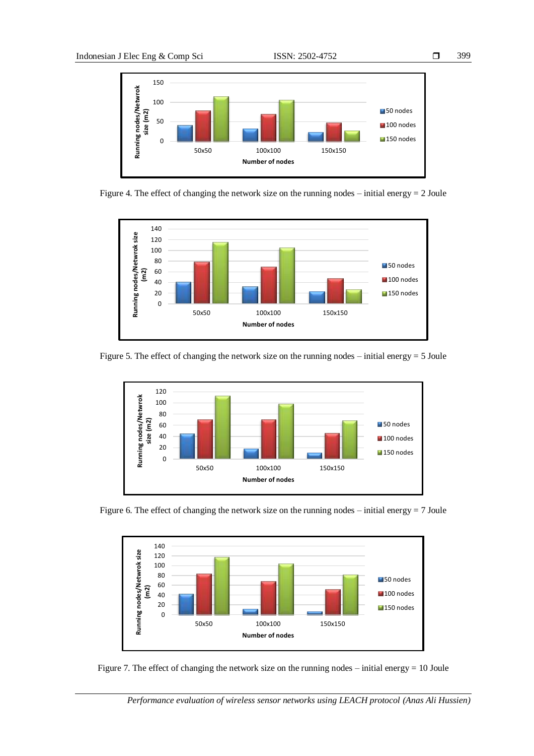Figure 4. The effect of changing the network size on the running nodes – initial energy = 2 Joule

Figure 5. The effect of changing the network size on the running nodes – initial energy = 5 Joule

Figure 6. The effect of changing the network size on the running nodes – initial energy = 7 Joule

Figure 7. The effect of changing the network size on the running nodes – initial energy = 10 Joule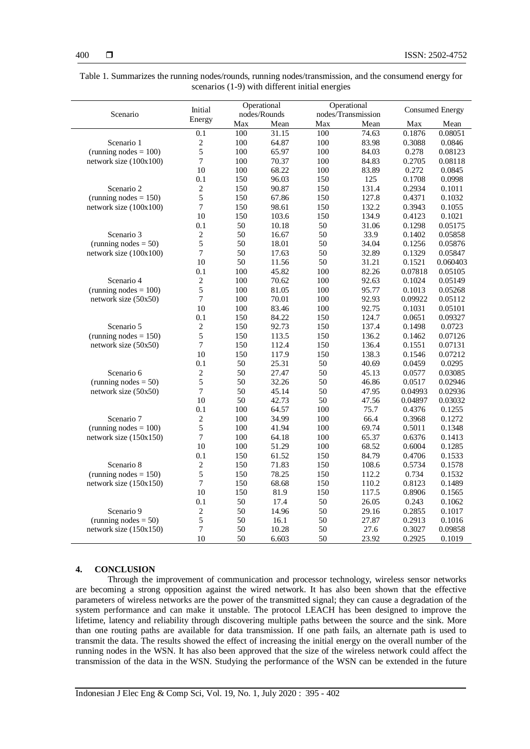Table 1. Summarizes the running nodes/rounds, running nodes/transmission, and the consumend energy for scenarios (1-9) with different initial energies

| Scenario | Initial Energy | Operational nodes/Rounds | | Operational nodes/Transmission | | Consumed Energy | |
|---|---|---|---|---|---|---|---|
| | | Max | Mean | Max | Mean | Max | Mean |
| | 0.1 | 100 | 31.15 | 100 | 74.63 | 0.1876 | 0.08051 |
| Scenario 1 | 2 | 100 | 64.87 | 100 | 83.98 | 0.3088 | 0.0846 |
| (running nodes = 100) | 5 | 100 | 65.97 | 100 | 84.03 | 0.278 | 0.08123 |
| network size (100x100) | 7 | 100 | 70.37 | 100 | 84.83 | 0.2705 | 0.08118 |
| | 10 | 100 | 68.22 | 100 | 83.89 | 0.272 | 0.0845 |
| | 0.1 | 150 | 96.03 | 150 | 125 | 0.1708 | 0.0998 |
| Scenario 2 | 2 | 150 | 90.87 | 150 | 131.4 | 0.2934 | 0.1011 |
| (running nodes = 150) | 5 | 150 | 67.86 | 150 | 127.8 | 0.4371 | 0.1032 |
| network size (100x100) | 7 | 150 | 98.61 | 150 | 132.2 | 0.3943 | 0.1055 |
| | 10 | 150 | 103.6 | 150 | 134.9 | 0.4123 | 0.1021 |
| | 0.1 | 50 | 10.18 | 50 | 31.06 | 0.1298 | 0.05175 |
| Scenario 3 | 2 | 50 | 16.67 | 50 | 33.9 | 0.1402 | 0.05858 |
| (running nodes = 50) | 5 | 50 | 18.01 | 50 | 34.04 | 0.1256 | 0.05876 |
| network size (100x100) | 7 | 50 | 17.63 | 50 | 32.89 | 0.1329 | 0.05847 |
| | 10 | 50 | 11.56 | 50 | 31.21 | 0.1521 | 0.060403 |
| | 0.1 | 100 | 45.82 | 100 | 82.26 | 0.07818 | 0.05105 |
| Scenario 4 | 2 | 100 | 70.62 | 100 | 92.63 | 0.1024 | 0.05149 |
| (running nodes = 100) | 5 | 100 | 81.05 | 100 | 95.77 | 0.1013 | 0.05268 |
| network size (50x50) | 7 | 100 | 70.01 | 100 | 92.93 | 0.09922 | 0.05112 |
| | 10 | 100 | 83.46 | 100 | 92.75 | 0.1031 | 0.05101 |
| | 0.1 | 150 | 84.22 | 150 | 124.7 | 0.0651 | 0.09327 |
| Scenario 5 | 2 | 150 | 92.73 | 150 | 137.4 | 0.1498 | 0.0723 |
| (running nodes = 150) | 5 | 150 | 113.5 | 150 | 136.2 | 0.1462 | 0.07126 |
| network size (50x50) | 7 | 150 | 112.4 | 150 | 136.4 | 0.1551 | 0.07131 |
| | 10 | 150 | 117.9 | 150 | 138.3 | 0.1546 | 0.07212 |
| | 0.1 | 50 | 25.31 | 50 | 40.69 | 0.0459 | 0.0295 |
| Scenario 6 | 2 | 50 | 27.47 | 50 | 45.13 | 0.0577 | 0.03085 |
| (running nodes = 50) | 5 | 50 | 32.26 | 50 | 46.86 | 0.0517 | 0.02946 |
| network size (50x50) | 7 | 50 | 45.14 | 50 | 47.95 | 0.04993 | 0.02936 |
| | 10 | 50 | 42.73 | 50 | 47.56 | 0.04897 | 0.03032 |
| | 0.1 | 100 | 64.57 | 100 | 75.7 | 0.4376 | 0.1255 |
| Scenario 7 | 2 | 100 | 34.99 | 100 | 66.4 | 0.3968 | 0.1272 |
| (running nodes = 100) | 5 | 100 | 41.94 | 100 | 69.74 | 0.5011 | 0.1348 |
| network size (150x150) | 7 | 100 | 64.18 | 100 | 65.37 | 0.6376 | 0.1413 |
| | 10 | 100 | 51.29 | 100 | 68.52 | 0.6004 | 0.1285 |
| | 0.1 | 150 | 61.52 | 150 | 84.79 | 0.4706 | 0.1533 |
| Scenario 8 | 2 | 150 | 71.83 | 150 | 108.6 | 0.5734 | 0.1578 |
| (running nodes = 150) | 5 | 150 | 78.25 | 150 | 112.2 | 0.734 | 0.1532 |
| network size (150x150) | 7 | 150 | 68.68 | 150 | 110.2 | 0.8123 | 0.1489 |
| | 10 | 150 | 81.9 | 150 | 117.5 | 0.8906 | 0.1565 |
| | 0.1 | 50 | 17.4 | 50 | 26.05 | 0.243 | 0.1062 |
| Scenario 9 | 2 | 50 | 14.96 | 50 | 29.16 | 0.2855 | 0.1017 |
| (running nodes = 50) | 5 | 50 | 16.1 | 50 | 27.87 | 0.2913 | 0.1016 |
| network size (150x150) | 7 | 50 | 10.28 | 50 | 27.6 | 0.3027 | 0.09858 |
| | 10 | 50 | 6.603 | 50 | 23.92 | 0.2925 | 0.1019 |

## 4. CONCLUSION

Through the improvement of communication and processor technology, wireless sensor networks are becoming a strong opposition against the wired network. It has also been shown that the effective parameters of wireless networks are the power of the transmitted signal; they can cause a degradation of the system performance and can make it unstable. The protocol LEACH has been designed to improve the lifetime, latency and reliability through discovering multiple paths between the source and the sink. More than one routing paths are available for data transmission. If one path fails, an alternate path is used to transmit the data. The results showed the effect of increasing the initial energy on the overall number of the running nodes in the WSN. It has also been approved that the size of the wireless network could affect the transmission of the data in the WSN. Studying the performance of the WSN can be extended in the future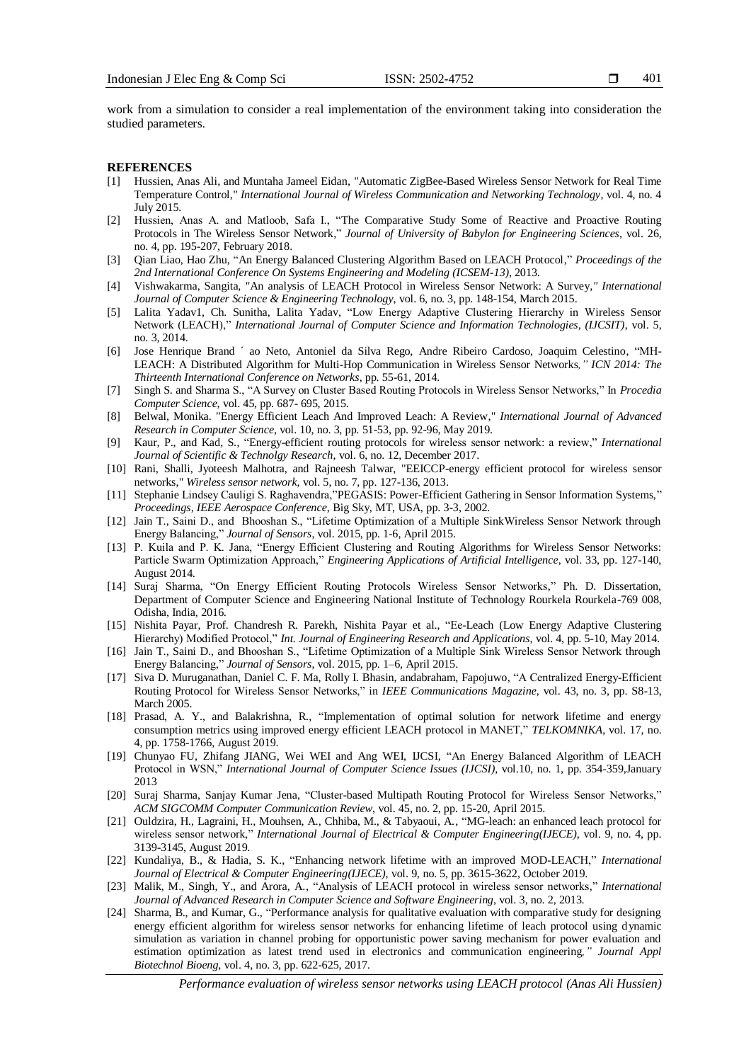work from a simulation to consider a real implementation of the environment taking into consideration the studied parameters.

## REFERENCES

[1] Hussien, Anas Ali, and Muntaha Jameel Eidan, "Automatic ZigBee-Based Wireless Sensor Network for Real Time Temperature Control," *International Journal of Wireless Communication and Networking Technology*, vol. 4, no. 4 July 2015.

[2] Hussien, Anas A. and Matloob, Safa I., "The Comparative Study Some of Reactive and Proactive Routing Protocols in The Wireless Sensor Network," *Journal of University of Babylon for Engineering Sciences*, vol. 26, no. 4, pp. 195-207, February 2018.

[3] Qian Liao, Hao Zhu, "An Energy Balanced Clustering Algorithm Based on LEACH Protocol," *Proceedings of the 2nd International Conference On Systems Engineering and Modeling (ICSEM-13)*, 2013.

[4] Vishwakarma, Sangita, "An analysis of LEACH Protocol in Wireless Sensor Network: A Survey," *International Journal of Computer Science & Engineering Technology*, vol. 6, no. 3, pp. 148-154, March 2015.

[5] Lalita Yadav1, Ch. Sunitha, Lalita Yadav, "Low Energy Adaptive Clustering Hierarchy in Wireless Sensor Network (LEACH)," *International Journal of Computer Science and Information Technologies, (IJCSIT)*, vol. 5, no. 3, 2014.

[6] Jose Henrique Brand ´ ao Neto, Antoniel da Silva Rego, Andre Ribeiro Cardoso, Joaquim Celestino, "MH-LEACH: A Distributed Algorithm for Multi-Hop Communication in Wireless Sensor Networks," *ICN 2014: The Thirteenth International Conference on Networks*, pp. 55-61, 2014.

[7] Singh S. and Sharma S., "A Survey on Cluster Based Routing Protocols in Wireless Sensor Networks," In *Procedia Computer Science*, vol. 45, pp. 687- 695, 2015.

[8] Belwal, Monika. "Energy Efficient Leach And Improved Leach: A Review," *International Journal of Advanced Research in Computer Science*, vol. 10, no. 3, pp. 51-53, pp. 92-96, May 2019.

[9] Kaur, P., and Kad, S., "Energy-efficient routing protocols for wireless sensor network: a review," *International Journal of Scientific & Technolgy Research*, vol. 6, no. 12, December 2017.

[10] Rani, Shalli, Jyoteesh Malhotra, and Rajneesh Talwar, "EEICCP-energy efficient protocol for wireless sensor networks," *Wireless sensor network*, vol. 5, no. 7, pp. 127-136, 2013.

[11] Stephanie Lindsey Cauligi S. Raghavendra,"PEGASIS: Power-Efficient Gathering in Sensor Information Systems," *Proceedings, IEEE Aerospace Conference*, Big Sky, MT, USA, pp. 3-3, 2002.

[12] Jain T., Saini D., and Bhooshan S., "Lifetime Optimization of a Multiple SinkWireless Sensor Network through Energy Balancing," *Journal of Sensors*, vol. 2015, pp. 1-6, April 2015.

[13] P. Kuila and P. K. Jana, "Energy Efficient Clustering and Routing Algorithms for Wireless Sensor Networks: Particle Swarm Optimization Approach," *Engineering Applications of Artificial Intelligence*, vol. 33, pp. 127-140, August 2014.

[14] Suraj Sharma, "On Energy Efficient Routing Protocols Wireless Sensor Networks," Ph. D. Dissertation, Department of Computer Science and Engineering National Institute of Technology Rourkela Rourkela-769 008, Odisha, India, 2016.

[15] Nishita Payar, Prof. Chandresh R. Parekh, Nishita Payar et al., "Ee-Leach (Low Energy Adaptive Clustering Hierarchy) Modified Protocol," *Int. Journal of Engineering Research and Applications*, vol. 4, pp. 5-10, May 2014.

[16] Jain T., Saini D., and Bhooshan S., "Lifetime Optimization of a Multiple Sink Wireless Sensor Network through Energy Balancing," *Journal of Sensors*, vol. 2015, pp. 1–6, April 2015.

[17] Siva D. Muruganathan, Daniel C. F. Ma, Rolly I. Bhasin, andabraham, Fapojuwo, "A Centralized Energy-Efficient Routing Protocol for Wireless Sensor Networks," in *IEEE Communications Magazine*, vol. 43, no. 3, pp. S8-13, March 2005.

[18] Prasad, A. Y., and Balakrishna, R., "Implementation of optimal solution for network lifetime and energy consumption metrics using improved energy efficient LEACH protocol in MANET," *TELKOMNIKA*, vol. 17, no. 4, pp. 1758-1766, August 2019.

[19] Chunyao FU, Zhifang JIANG, Wei WEI and Ang WEI, IJCSI, "An Energy Balanced Algorithm of LEACH Protocol in WSN," *International Journal of Computer Science Issues (IJCSI)*, vol.10, no. 1, pp. 354-359,January 2013

[20] Suraj Sharma, Sanjay Kumar Jena, "Cluster-based Multipath Routing Protocol for Wireless Sensor Networks," *ACM SIGCOMM Computer Communication Review*, vol. 45, no. 2, pp. 15-20, April 2015.

[21] Ouldzira, H., Lagraini, H., Mouhsen, A., Chhiba, M., & Tabyaoui, A., "MG-leach: an enhanced leach protocol for wireless sensor network," *International Journal of Electrical & Computer Engineering(IJECE)*, vol. 9, no. 4, pp. 3139-3145, August 2019.

[22] Kundaliya, B., & Hadia, S. K., "Enhancing network lifetime with an improved MOD-LEACH," *International Journal of Electrical & Computer Engineering(IJECE)*, vol. 9, no. 5, pp. 3615-3622, October 2019.

[23] Malik, M., Singh, Y., and Arora, A., "Analysis of LEACH protocol in wireless sensor networks," *International Journal of Advanced Research in Computer Science and Software Engineering*, vol. 3, no. 2, 2013.

[24] Sharma, B., and Kumar, G., "Performance analysis for qualitative evaluation with comparative study for designing energy efficient algorithm for wireless sensor networks for enhancing lifetime of leach protocol using dynamic simulation as variation in channel probing for opportunistic power saving mechanism for power evaluation and estimation optimization as latest trend used in electronics and communication engineering," *Journal Appl Biotechnol Bioeng*, vol. 4, no. 3, pp. 622-625, 2017.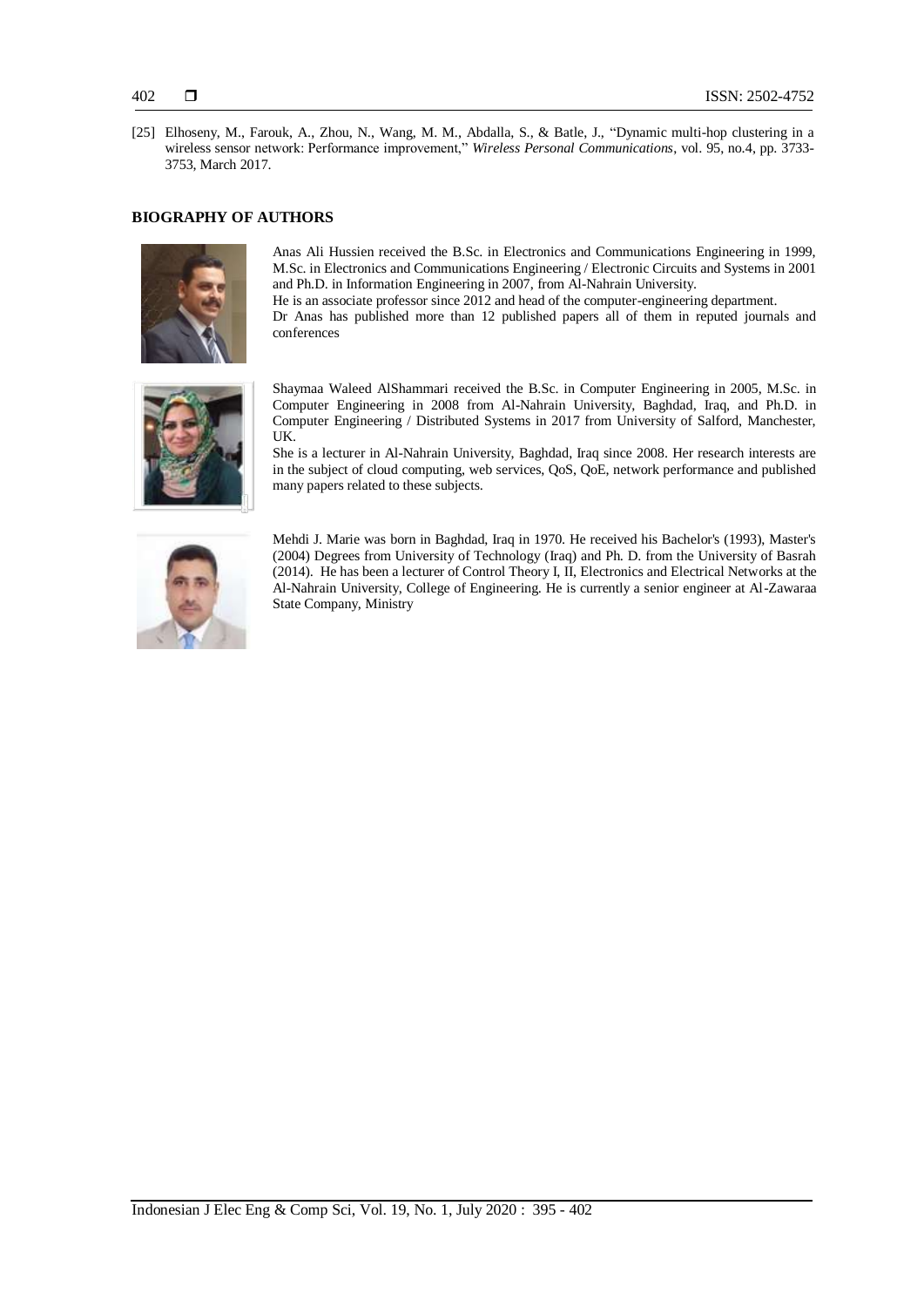[25] Elhoseny, M., Farouk, A., Zhou, N., Wang, M. M., Abdalla, S., & Batle, J., "Dynamic multi-hop clustering in a wireless sensor network: Performance improvement," *Wireless Personal Communications*, vol. 95, no.4, pp. 3733-3753, March 2017.

## BIOGRAPHY OF AUTHORS

Anas Ali Hussien received the B.Sc. in Electronics and Communications Engineering in 1999, M.Sc. in Electronics and Communications Engineering / Electronic Circuits and Systems in 2001 and Ph.D. in Information Engineering in 2007, from Al-Nahrain University.
He is an associate professor since 2012 and head of the computer-engineering department.
Dr Anas has published more than 12 published papers all of them in reputed journals and conferences

Shaymaa Waleed AlShammari received the B.Sc. in Computer Engineering in 2005, M.Sc. in Computer Engineering in 2008 from Al-Nahrain University, Baghdad, Iraq, and Ph.D. in Computer Engineering / Distributed Systems in 2017 from University of Salford, Manchester, UK.
She is a lecturer in Al-Nahrain University, Baghdad, Iraq since 2008. Her research interests are in the subject of cloud computing, web services, QoS, QoE, network performance and published many papers related to these subjects.

Mehdi J. Marie was born in Baghdad, Iraq in 1970. He received his Bachelor's (1993), Master's (2004) Degrees from University of Technology (Iraq) and Ph. D. from the University of Basrah (2014). He has been a lecturer of Control Theory I, II, Electronics and Electrical Networks at the Al-Nahrain University, College of Engineering. He is currently a senior engineer at Al-Zawaraa State Company, Ministry